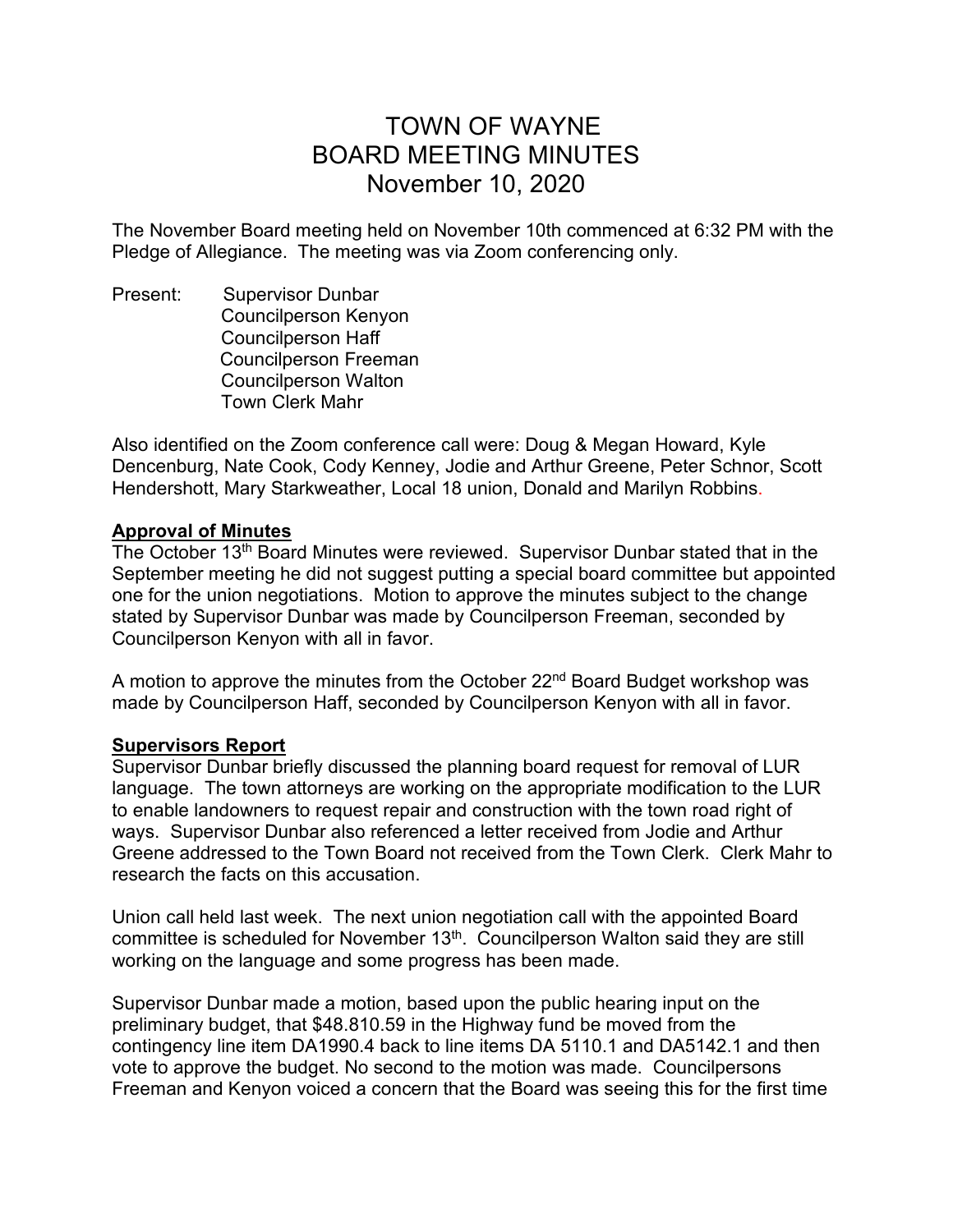// TOWN OF WAYNE
// BOARD MEETING MINUTES
// November 10, 2020

# TOWN OF WAYNE
# BOARD MEETING MINUTES
# November 10, 2020

The November Board meeting held on November 10th commenced at 6:32 PM with the Pledge of Allegiance. The meeting was via Zoom conferencing only.

Present: Supervisor Dunbar
Councilperson Kenyon
Councilperson Haff
Councilperson Freeman
Councilperson Walton
Town Clerk Mahr

Also identified on the Zoom conference call were: Doug & Megan Howard, Kyle Dencenburg, Nate Cook, Cody Kenney, Jodie and Arthur Greene, Peter Schnor, Scott Hendershott, Mary Starkweather, Local 18 union, Donald and Marilyn Robbins.

**Approval of Minutes**

The October 13th Board Minutes were reviewed. Supervisor Dunbar stated that in the September meeting he did not suggest putting a special board committee but appointed one for the union negotiations. Motion to approve the minutes subject to the change stated by Supervisor Dunbar was made by Councilperson Freeman, seconded by Councilperson Kenyon with all in favor.

A motion to approve the minutes from the October 22nd Board Budget workshop was made by Councilperson Haff, seconded by Councilperson Kenyon with all in favor.

**Supervisors Report**

Supervisor Dunbar briefly discussed the planning board request for removal of LUR language. The town attorneys are working on the appropriate modification to the LUR to enable landowners to request repair and construction with the town road right of ways. Supervisor Dunbar also referenced a letter received from Jodie and Arthur Greene addressed to the Town Board not received from the Town Clerk. Clerk Mahr to research the facts on this accusation.

Union call held last week. The next union negotiation call with the appointed Board committee is scheduled for November 13th. Councilperson Walton said they are still working on the language and some progress has been made.

Supervisor Dunbar made a motion, based upon the public hearing input on the preliminary budget, that $48.810.59 in the Highway fund be moved from the contingency line item DA1990.4 back to line items DA 5110.1 and DA5142.1 and then vote to approve the budget. No second to the motion was made. Councilpersons Freeman and Kenyon voiced a concern that the Board was seeing this for the first time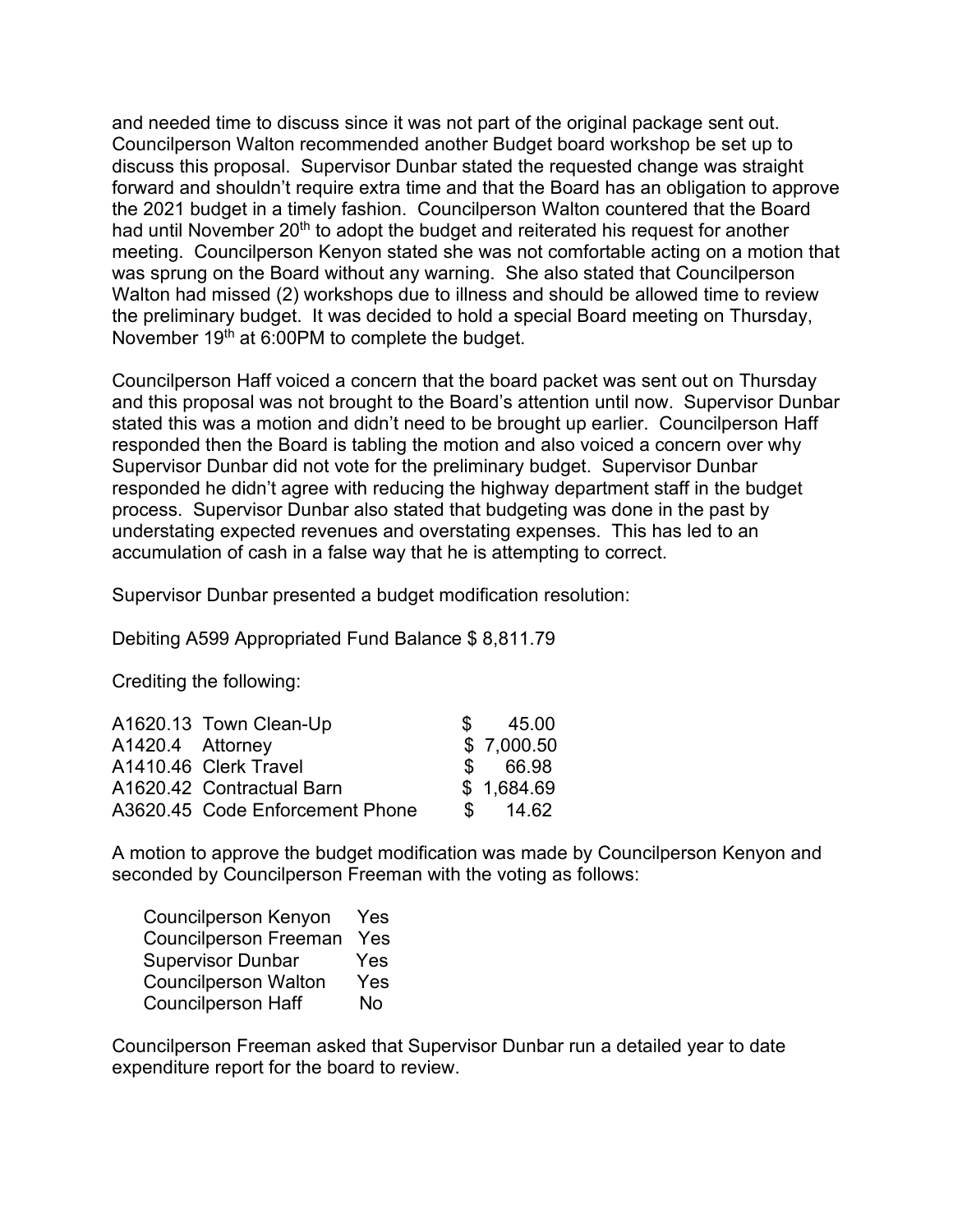and needed time to discuss since it was not part of the original package sent out. Councilperson Walton recommended another Budget board workshop be set up to discuss this proposal. Supervisor Dunbar stated the requested change was straight forward and shouldn't require extra time and that the Board has an obligation to approve the 2021 budget in a timely fashion. Councilperson Walton countered that the Board had until November 20th to adopt the budget and reiterated his request for another meeting. Councilperson Kenyon stated she was not comfortable acting on a motion that was sprung on the Board without any warning. She also stated that Councilperson Walton had missed (2) workshops due to illness and should be allowed time to review the preliminary budget. It was decided to hold a special Board meeting on Thursday, November 19th at 6:00PM to complete the budget.

Councilperson Haff voiced a concern that the board packet was sent out on Thursday and this proposal was not brought to the Board's attention until now. Supervisor Dunbar stated this was a motion and didn't need to be brought up earlier. Councilperson Haff responded then the Board is tabling the motion and also voiced a concern over why Supervisor Dunbar did not vote for the preliminary budget. Supervisor Dunbar responded he didn't agree with reducing the highway department staff in the budget process. Supervisor Dunbar also stated that budgeting was done in the past by understating expected revenues and overstating expenses. This has led to an accumulation of cash in a false way that he is attempting to correct.

Supervisor Dunbar presented a budget modification resolution:

Debiting A599 Appropriated Fund Balance $ 8,811.79

Crediting the following:

| | | |
|---|---|---|
| A1620.13 | Town Clean-Up | $ 45.00 |
| A1420.4 | Attorney | $ 7,000.50 |
| A1410.46 | Clerk Travel | $ 66.98 |
| A1620.42 | Contractual Barn | $ 1,684.69 |
| A3620.45 | Code Enforcement Phone | $ 14.62 |

A motion to approve the budget modification was made by Councilperson Kenyon and seconded by Councilperson Freeman with the voting as follows:

| | |
|---|---|
| Councilperson Kenyon | Yes |
| Councilperson Freeman | Yes |
| Supervisor Dunbar | Yes |
| Councilperson Walton | Yes |
| Councilperson Haff | No |

Councilperson Freeman asked that Supervisor Dunbar run a detailed year to date expenditure report for the board to review.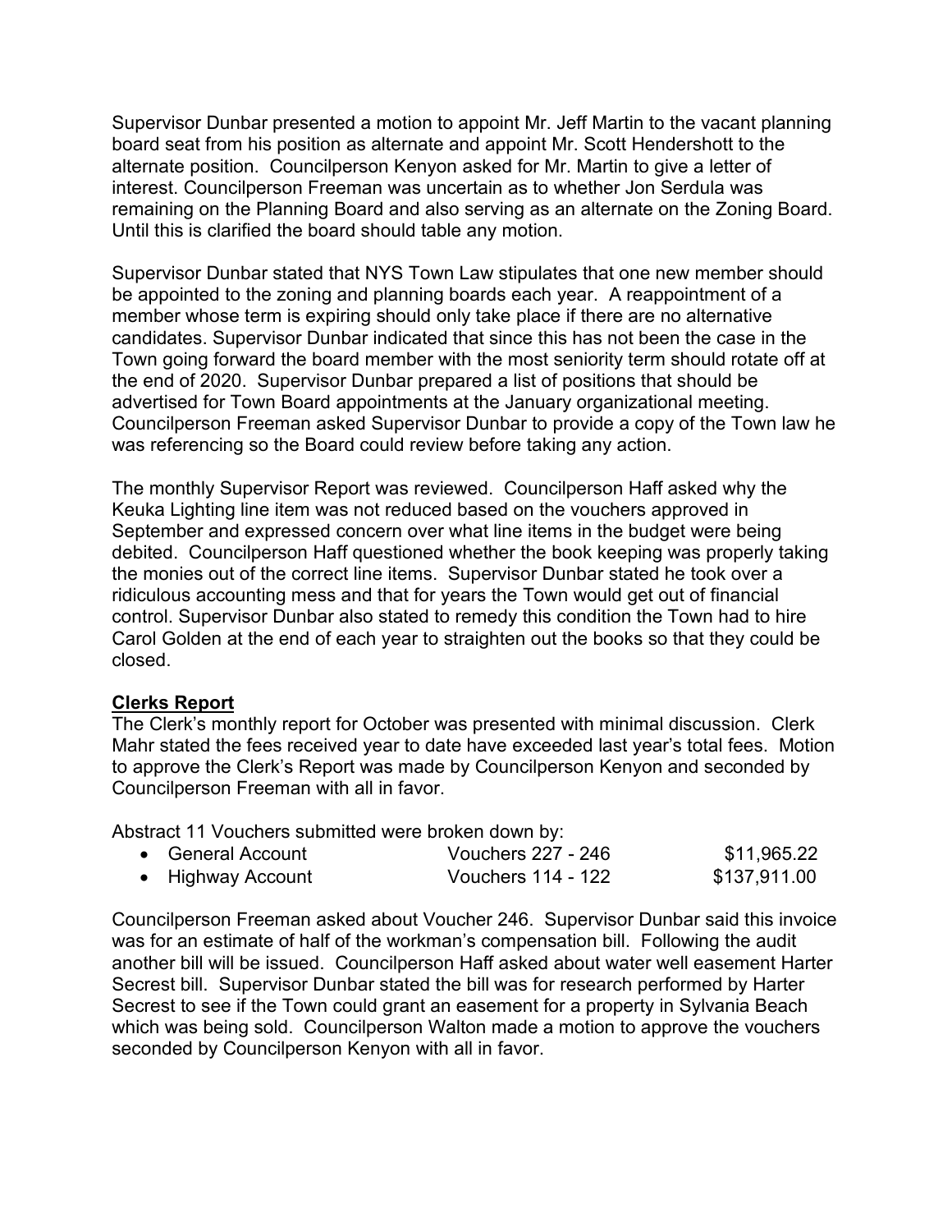Supervisor Dunbar presented a motion to appoint Mr. Jeff Martin to the vacant planning board seat from his position as alternate and appoint Mr. Scott Hendershott to the alternate position. Councilperson Kenyon asked for Mr. Martin to give a letter of interest. Councilperson Freeman was uncertain as to whether Jon Serdula was remaining on the Planning Board and also serving as an alternate on the Zoning Board. Until this is clarified the board should table any motion.

Supervisor Dunbar stated that NYS Town Law stipulates that one new member should be appointed to the zoning and planning boards each year. A reappointment of a member whose term is expiring should only take place if there are no alternative candidates. Supervisor Dunbar indicated that since this has not been the case in the Town going forward the board member with the most seniority term should rotate off at the end of 2020. Supervisor Dunbar prepared a list of positions that should be advertised for Town Board appointments at the January organizational meeting. Councilperson Freeman asked Supervisor Dunbar to provide a copy of the Town law he was referencing so the Board could review before taking any action.

The monthly Supervisor Report was reviewed. Councilperson Haff asked why the Keuka Lighting line item was not reduced based on the vouchers approved in September and expressed concern over what line items in the budget were being debited. Councilperson Haff questioned whether the book keeping was properly taking the monies out of the correct line items. Supervisor Dunbar stated he took over a ridiculous accounting mess and that for years the Town would get out of financial control. Supervisor Dunbar also stated to remedy this condition the Town had to hire Carol Golden at the end of each year to straighten out the books so that they could be closed.

**Clerks Report**

The Clerk's monthly report for October was presented with minimal discussion. Clerk Mahr stated the fees received year to date have exceeded last year's total fees. Motion to approve the Clerk's Report was made by Councilperson Kenyon and seconded by Councilperson Freeman with all in favor.

Abstract 11 Vouchers submitted were broken down by:

- General Account — Vouchers 227 - 246 — $11,965.22
- Highway Account — Vouchers 114 - 122 — $137,911.00

Councilperson Freeman asked about Voucher 246. Supervisor Dunbar said this invoice was for an estimate of half of the workman's compensation bill. Following the audit another bill will be issued. Councilperson Haff asked about water well easement Harter Secrest bill. Supervisor Dunbar stated the bill was for research performed by Harter Secrest to see if the Town could grant an easement for a property in Sylvania Beach which was being sold. Councilperson Walton made a motion to approve the vouchers seconded by Councilperson Kenyon with all in favor.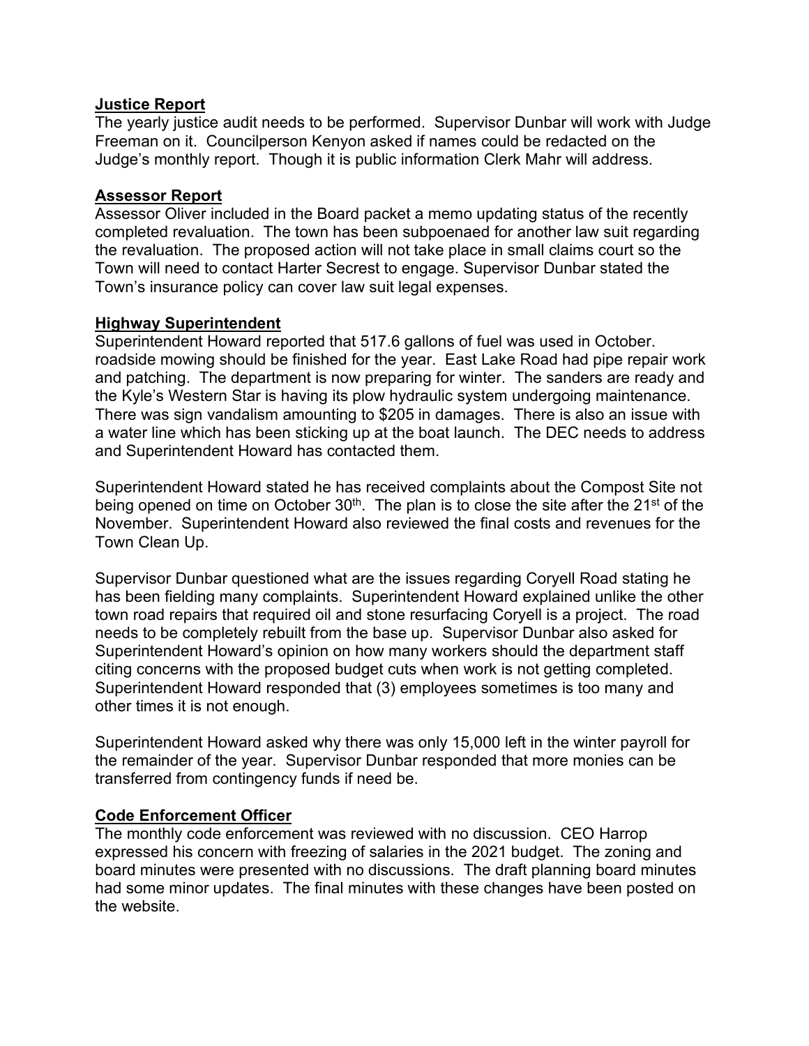**Justice Report**

The yearly justice audit needs to be performed. Supervisor Dunbar will work with Judge Freeman on it. Councilperson Kenyon asked if names could be redacted on the Judge's monthly report. Though it is public information Clerk Mahr will address.

**Assessor Report**

Assessor Oliver included in the Board packet a memo updating status of the recently completed revaluation. The town has been subpoenaed for another law suit regarding the revaluation. The proposed action will not take place in small claims court so the Town will need to contact Harter Secrest to engage. Supervisor Dunbar stated the Town's insurance policy can cover law suit legal expenses.

**Highway Superintendent**

Superintendent Howard reported that 517.6 gallons of fuel was used in October. roadside mowing should be finished for the year. East Lake Road had pipe repair work and patching. The department is now preparing for winter. The sanders are ready and the Kyle's Western Star is having its plow hydraulic system undergoing maintenance. There was sign vandalism amounting to $205 in damages. There is also an issue with a water line which has been sticking up at the boat launch. The DEC needs to address and Superintendent Howard has contacted them.

Superintendent Howard stated he has received complaints about the Compost Site not being opened on time on October 30th. The plan is to close the site after the 21st of the November. Superintendent Howard also reviewed the final costs and revenues for the Town Clean Up.

Supervisor Dunbar questioned what are the issues regarding Coryell Road stating he has been fielding many complaints. Superintendent Howard explained unlike the other town road repairs that required oil and stone resurfacing Coryell is a project. The road needs to be completely rebuilt from the base up. Supervisor Dunbar also asked for Superintendent Howard's opinion on how many workers should the department staff citing concerns with the proposed budget cuts when work is not getting completed. Superintendent Howard responded that (3) employees sometimes is too many and other times it is not enough.

Superintendent Howard asked why there was only 15,000 left in the winter payroll for the remainder of the year. Supervisor Dunbar responded that more monies can be transferred from contingency funds if need be.

**Code Enforcement Officer**

The monthly code enforcement was reviewed with no discussion. CEO Harrop expressed his concern with freezing of salaries in the 2021 budget. The zoning and board minutes were presented with no discussions. The draft planning board minutes had some minor updates. The final minutes with these changes have been posted on the website.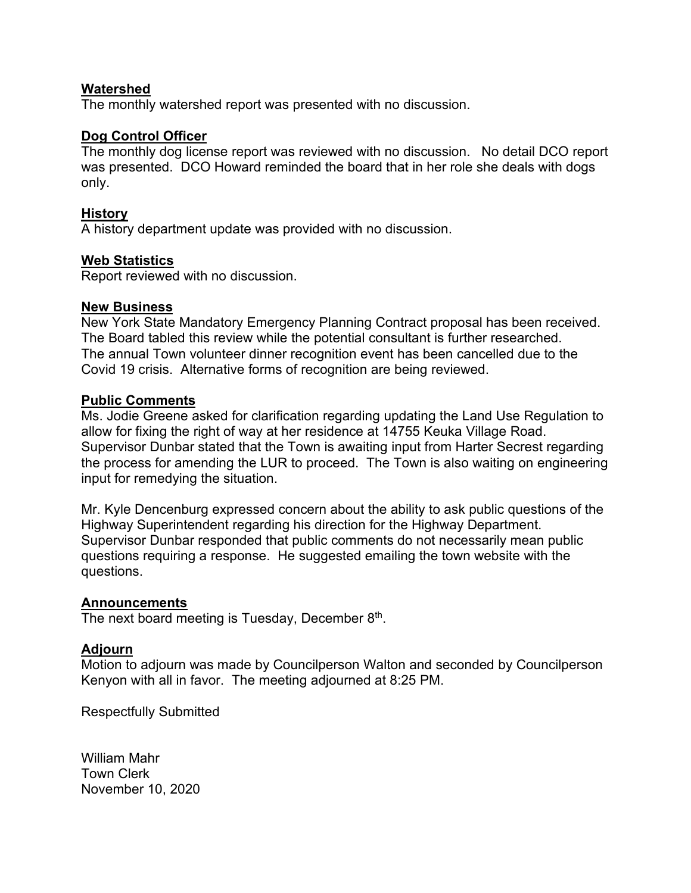**Watershed**
The monthly watershed report was presented with no discussion.

**Dog Control Officer**
The monthly dog license report was reviewed with no discussion. No detail DCO report was presented. DCO Howard reminded the board that in her role she deals with dogs only.

**History**
A history department update was provided with no discussion.

**Web Statistics**
Report reviewed with no discussion.

**New Business**
New York State Mandatory Emergency Planning Contract proposal has been received. The Board tabled this review while the potential consultant is further researched. The annual Town volunteer dinner recognition event has been cancelled due to the Covid 19 crisis. Alternative forms of recognition are being reviewed.

**Public Comments**
Ms. Jodie Greene asked for clarification regarding updating the Land Use Regulation to allow for fixing the right of way at her residence at 14755 Keuka Village Road. Supervisor Dunbar stated that the Town is awaiting input from Harter Secrest regarding the process for amending the LUR to proceed. The Town is also waiting on engineering input for remedying the situation.

Mr. Kyle Dencenburg expressed concern about the ability to ask public questions of the Highway Superintendent regarding his direction for the Highway Department. Supervisor Dunbar responded that public comments do not necessarily mean public questions requiring a response. He suggested emailing the town website with the questions.

**Announcements**
The next board meeting is Tuesday, December 8th.

**Adjourn**
Motion to adjourn was made by Councilperson Walton and seconded by Councilperson Kenyon with all in favor. The meeting adjourned at 8:25 PM.

Respectfully Submitted

William Mahr
Town Clerk
November 10, 2020